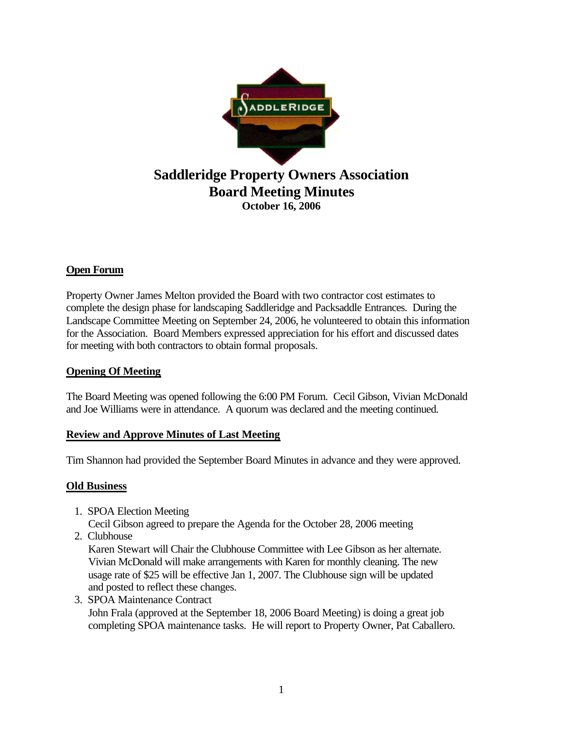# Saddleridge Property Owners Association
# Board Meeting Minutes
**October 16, 2006**

## Open Forum

Property Owner James Melton provided the Board with two contractor cost estimates to complete the design phase for landscaping Saddleridge and Packsaddle Entrances. During the Landscape Committee Meeting on September 24, 2006, he volunteered to obtain this information for the Association. Board Members expressed appreciation for his effort and discussed dates for meeting with both contractors to obtain formal proposals.

## Opening Of Meeting

The Board Meeting was opened following the 6:00 PM Forum. Cecil Gibson, Vivian McDonald and Joe Williams were in attendance. A quorum was declared and the meeting continued.

## Review and Approve Minutes of Last Meeting

Tim Shannon had provided the September Board Minutes in advance and they were approved.

## Old Business

1. SPOA Election Meeting
   Cecil Gibson agreed to prepare the Agenda for the October 28, 2006 meeting
2. Clubhouse
   Karen Stewart will Chair the Clubhouse Committee with Lee Gibson as her alternate. Vivian McDonald will make arrangements with Karen for monthly cleaning. The new usage rate of $25 will be effective Jan 1, 2007. The Clubhouse sign will be updated and posted to reflect these changes.
3. SPOA Maintenance Contract
   John Frala (approved at the September 18, 2006 Board Meeting) is doing a great job completing SPOA maintenance tasks. He will report to Property Owner, Pat Caballero.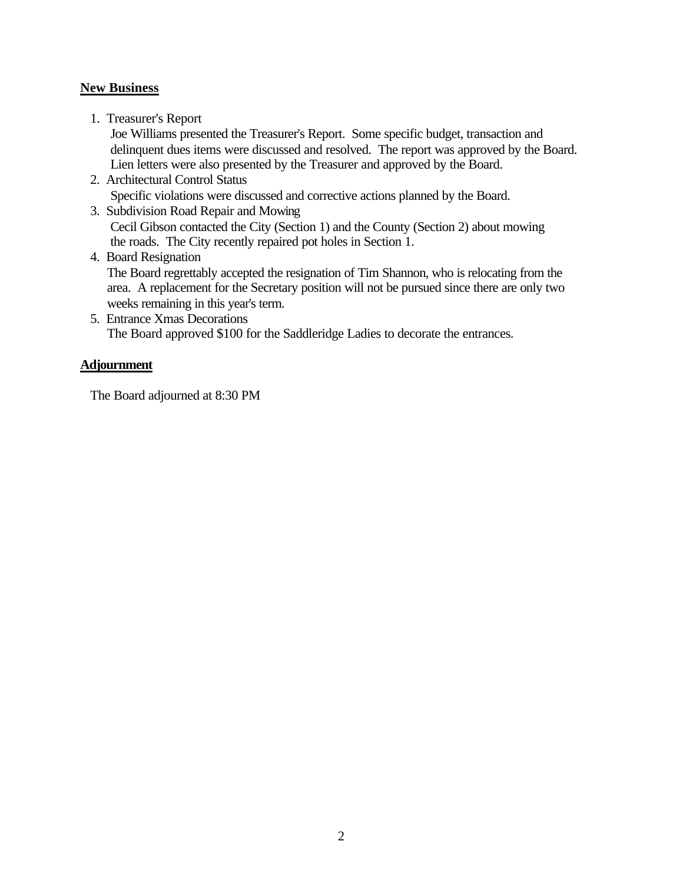## **New Business**

1. Treasurer's Report
   Joe Williams presented the Treasurer's Report. Some specific budget, transaction and delinquent dues items were discussed and resolved. The report was approved by the Board. Lien letters were also presented by the Treasurer and approved by the Board.
2. Architectural Control Status
   Specific violations were discussed and corrective actions planned by the Board.
3. Subdivision Road Repair and Mowing
   Cecil Gibson contacted the City (Section 1) and the County (Section 2) about mowing the roads. The City recently repaired pot holes in Section 1.
4. Board Resignation
   The Board regrettably accepted the resignation of Tim Shannon, who is relocating from the area. A replacement for the Secretary position will not be pursued since there are only two weeks remaining in this year's term.
5. Entrance Xmas Decorations
   The Board approved $100 for the Saddleridge Ladies to decorate the entrances.

## **Adjournment**

The Board adjourned at 8:30 PM